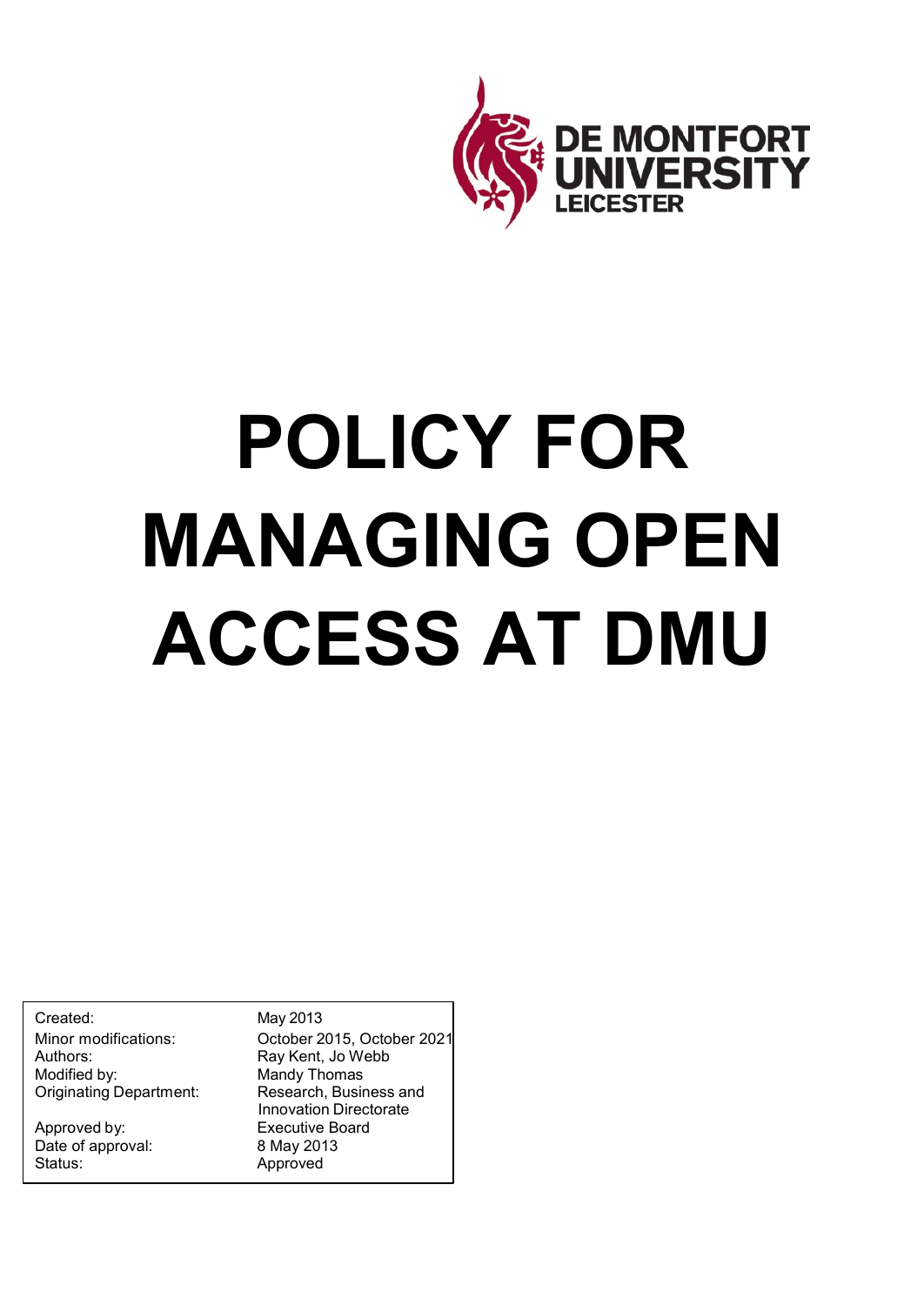DE MONTFORT UNIVERSITY LEICESTER

# POLICY FOR MANAGING OPEN ACCESS AT DMU

| | |
|---|---|
| Created: | May 2013 |
| Minor modifications: | October 2015, October 2021 |
| Authors: | Ray Kent, Jo Webb |
| Modified by: | Mandy Thomas |
| Originating Department: | Research, Business and Innovation Directorate |
| Approved by: | Executive Board |
| Date of approval: | 8 May 2013 |
| Status: | Approved |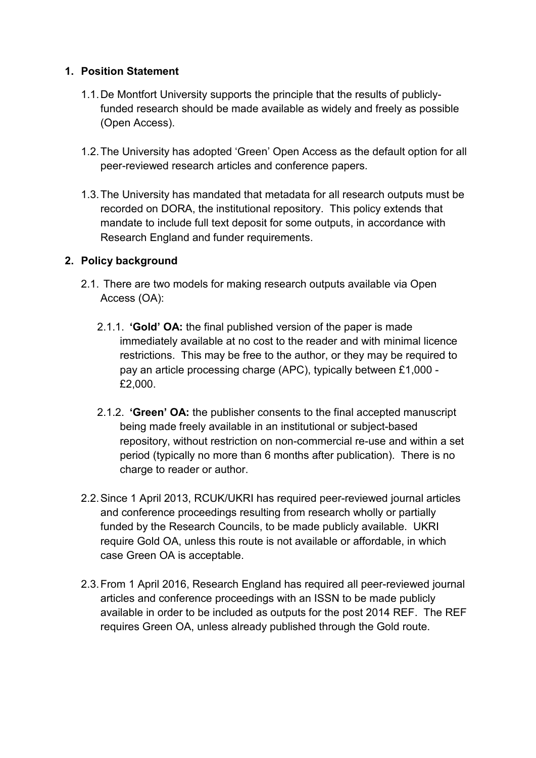## 1. Position Statement

1.1. De Montfort University supports the principle that the results of publicly-funded research should be made available as widely and freely as possible (Open Access).

1.2. The University has adopted 'Green' Open Access as the default option for all peer-reviewed research articles and conference papers.

1.3. The University has mandated that metadata for all research outputs must be recorded on DORA, the institutional repository. This policy extends that mandate to include full text deposit for some outputs, in accordance with Research England and funder requirements.

## 2. Policy background

2.1. There are two models for making research outputs available via Open Access (OA):

2.1.1. **'Gold' OA:** the final published version of the paper is made immediately available at no cost to the reader and with minimal licence restrictions. This may be free to the author, or they may be required to pay an article processing charge (APC), typically between £1,000 - £2,000.

2.1.2. **'Green' OA:** the publisher consents to the final accepted manuscript being made freely available in an institutional or subject-based repository, without restriction on non-commercial re-use and within a set period (typically no more than 6 months after publication). There is no charge to reader or author.

2.2. Since 1 April 2013, RCUK/UKRI has required peer-reviewed journal articles and conference proceedings resulting from research wholly or partially funded by the Research Councils, to be made publicly available. UKRI require Gold OA, unless this route is not available or affordable, in which case Green OA is acceptable.

2.3. From 1 April 2016, Research England has required all peer-reviewed journal articles and conference proceedings with an ISSN to be made publicly available in order to be included as outputs for the post 2014 REF. The REF requires Green OA, unless already published through the Gold route.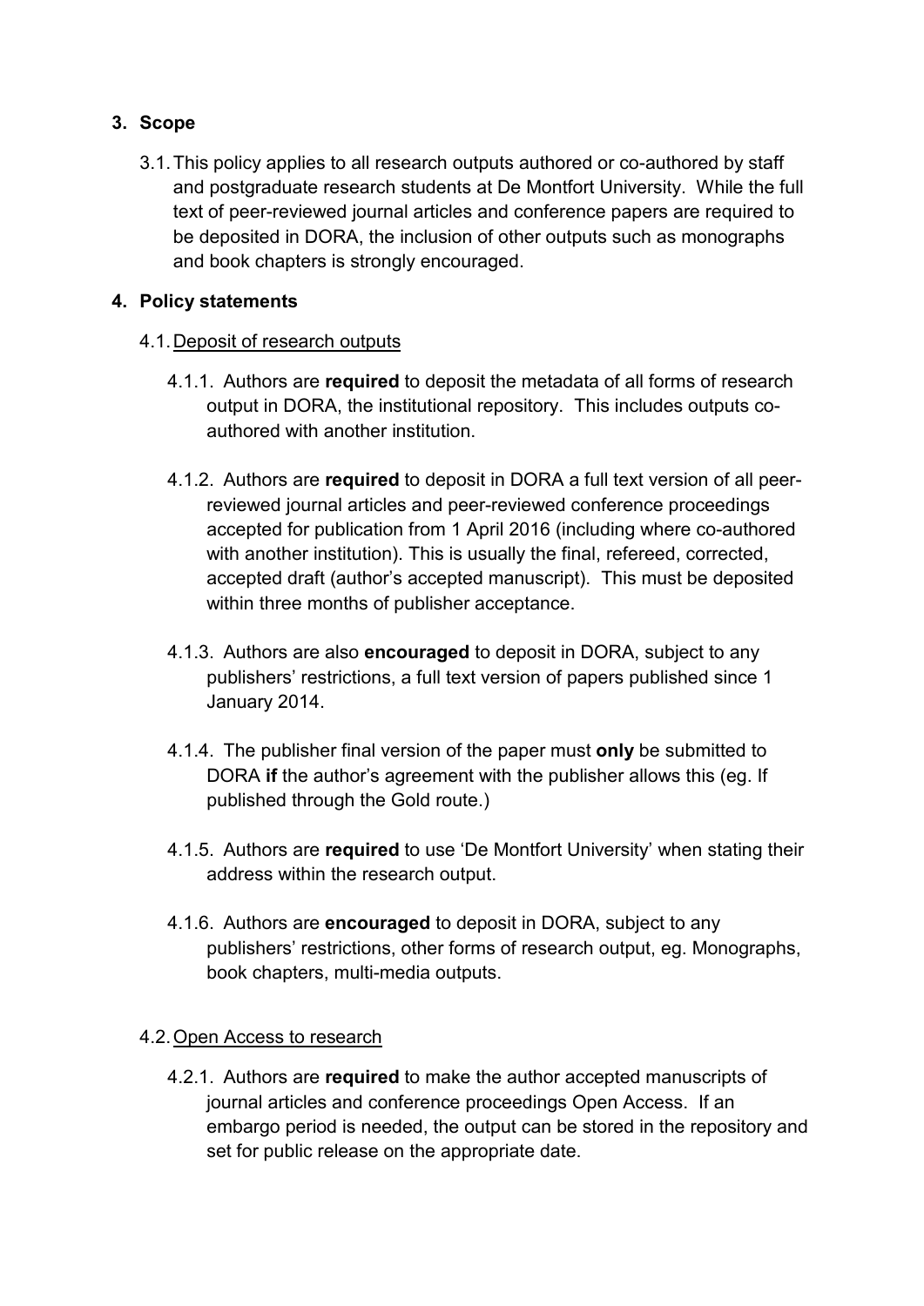## 3. Scope

3.1. This policy applies to all research outputs authored or co-authored by staff and postgraduate research students at De Montfort University. While the full text of peer-reviewed journal articles and conference papers are required to be deposited in DORA, the inclusion of other outputs such as monographs and book chapters is strongly encouraged.

## 4. Policy statements

### 4.1. Deposit of research outputs

4.1.1. Authors are **required** to deposit the metadata of all forms of research output in DORA, the institutional repository. This includes outputs co-authored with another institution.

4.1.2. Authors are **required** to deposit in DORA a full text version of all peer-reviewed journal articles and peer-reviewed conference proceedings accepted for publication from 1 April 2016 (including where co-authored with another institution). This is usually the final, refereed, corrected, accepted draft (author's accepted manuscript). This must be deposited within three months of publisher acceptance.

4.1.3. Authors are also **encouraged** to deposit in DORA, subject to any publishers' restrictions, a full text version of papers published since 1 January 2014.

4.1.4. The publisher final version of the paper must **only** be submitted to DORA **if** the author's agreement with the publisher allows this (eg. If published through the Gold route.)

4.1.5. Authors are **required** to use 'De Montfort University' when stating their address within the research output.

4.1.6. Authors are **encouraged** to deposit in DORA, subject to any publishers' restrictions, other forms of research output, eg. Monographs, book chapters, multi-media outputs.

### 4.2. Open Access to research

4.2.1. Authors are **required** to make the author accepted manuscripts of journal articles and conference proceedings Open Access. If an embargo period is needed, the output can be stored in the repository and set for public release on the appropriate date.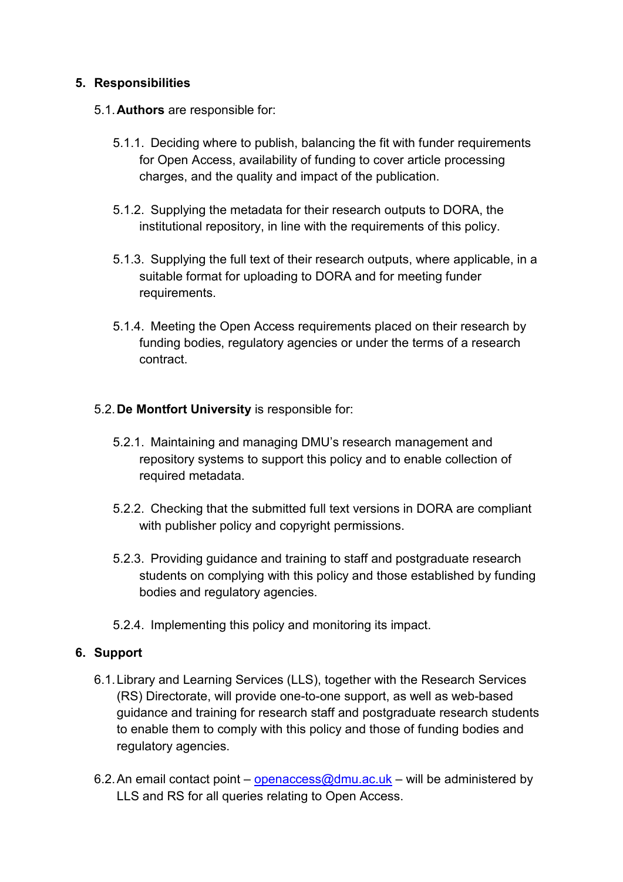## 5. Responsibilities

5.1. **Authors** are responsible for:

5.1.1. Deciding where to publish, balancing the fit with funder requirements for Open Access, availability of funding to cover article processing charges, and the quality and impact of the publication.

5.1.2. Supplying the metadata for their research outputs to DORA, the institutional repository, in line with the requirements of this policy.

5.1.3. Supplying the full text of their research outputs, where applicable, in a suitable format for uploading to DORA and for meeting funder requirements.

5.1.4. Meeting the Open Access requirements placed on their research by funding bodies, regulatory agencies or under the terms of a research contract.

5.2. **De Montfort University** is responsible for:

5.2.1. Maintaining and managing DMU's research management and repository systems to support this policy and to enable collection of required metadata.

5.2.2. Checking that the submitted full text versions in DORA are compliant with publisher policy and copyright permissions.

5.2.3. Providing guidance and training to staff and postgraduate research students on complying with this policy and those established by funding bodies and regulatory agencies.

5.2.4. Implementing this policy and monitoring its impact.

## 6. Support

6.1. Library and Learning Services (LLS), together with the Research Services (RS) Directorate, will provide one-to-one support, as well as web-based guidance and training for research staff and postgraduate research students to enable them to comply with this policy and those of funding bodies and regulatory agencies.

6.2. An email contact point – [openaccess@dmu.ac.uk](mailto:openaccess@dmu.ac.uk) – will be administered by LLS and RS for all queries relating to Open Access.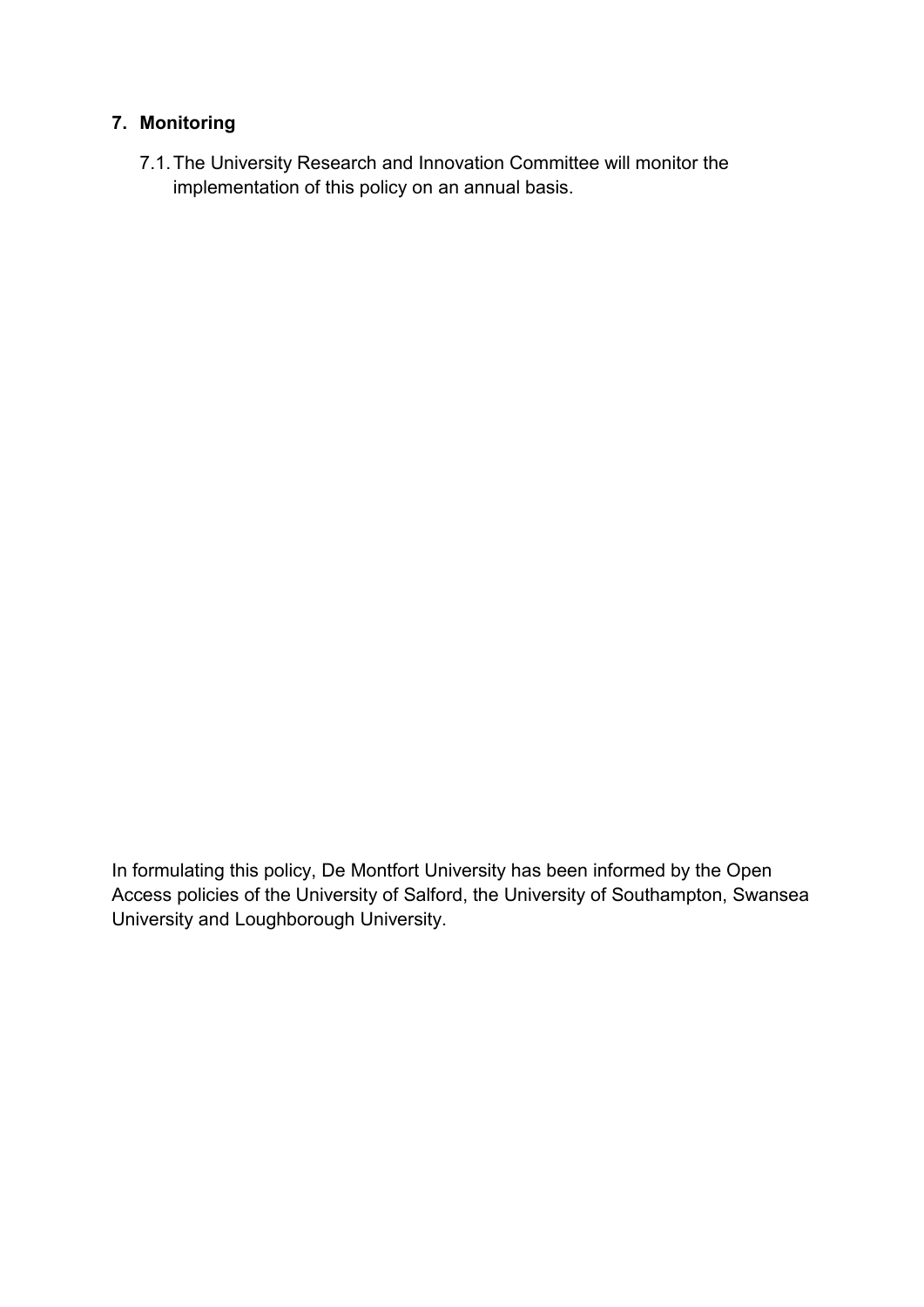## 7. Monitoring

7.1. The University Research and Innovation Committee will monitor the implementation of this policy on an annual basis.

In formulating this policy, De Montfort University has been informed by the Open Access policies of the University of Salford, the University of Southampton, Swansea University and Loughborough University.